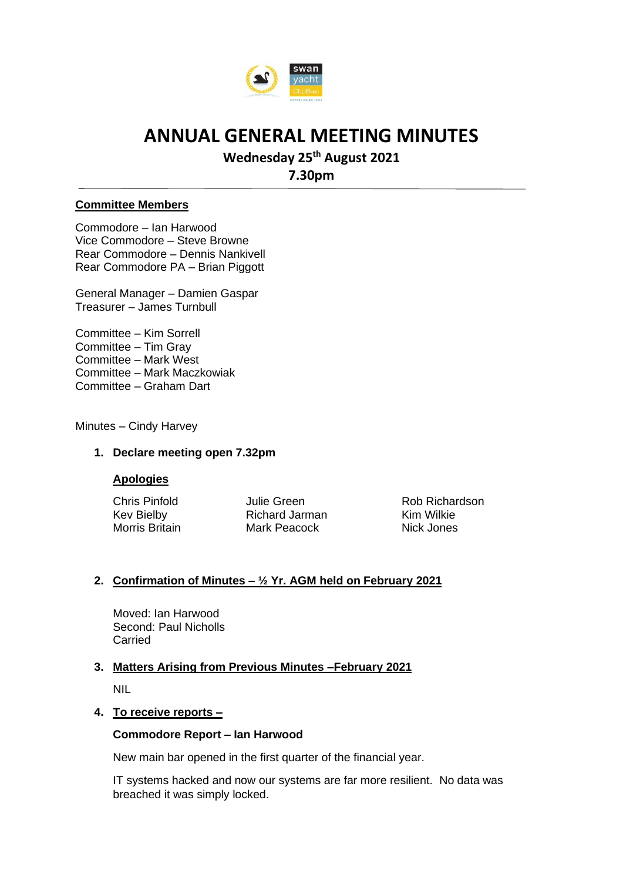# ANNUAL GENERAL MEETING MINUTES

**Wednesday 25th August 2021**

**7.30pm**

---

**Committee Members**

Commodore – Ian Harwood
Vice Commodore – Steve Browne
Rear Commodore – Dennis Nankivell
Rear Commodore PA – Brian Piggott

General Manager – Damien Gaspar
Treasurer – James Turnbull

Committee – Kim Sorrell
Committee – Tim Gray
Committee – Mark West
Committee – Mark Maczkowiak
Committee – Graham Dart

Minutes – Cindy Harvey

1. **Declare meeting open 7.32pm**

   **Apologies**

   | | | |
   |---|---|---|
   | Chris Pinfold | Julie Green | Rob Richardson |
   | Kev Bielby | Richard Jarman | Kim Wilkie |
   | Morris Britain | Mark Peacock | Nick Jones |

2. **Confirmation of Minutes – ½ Yr. AGM held on February 2021**

   Moved: Ian Harwood
   Second: Paul Nicholls
   Carried

3. **Matters Arising from Previous Minutes –February 2021**

   NIL

4. **To receive reports –**

   **Commodore Report – Ian Harwood**

   New main bar opened in the first quarter of the financial year.

   IT systems hacked and now our systems are far more resilient. No data was breached it was simply locked.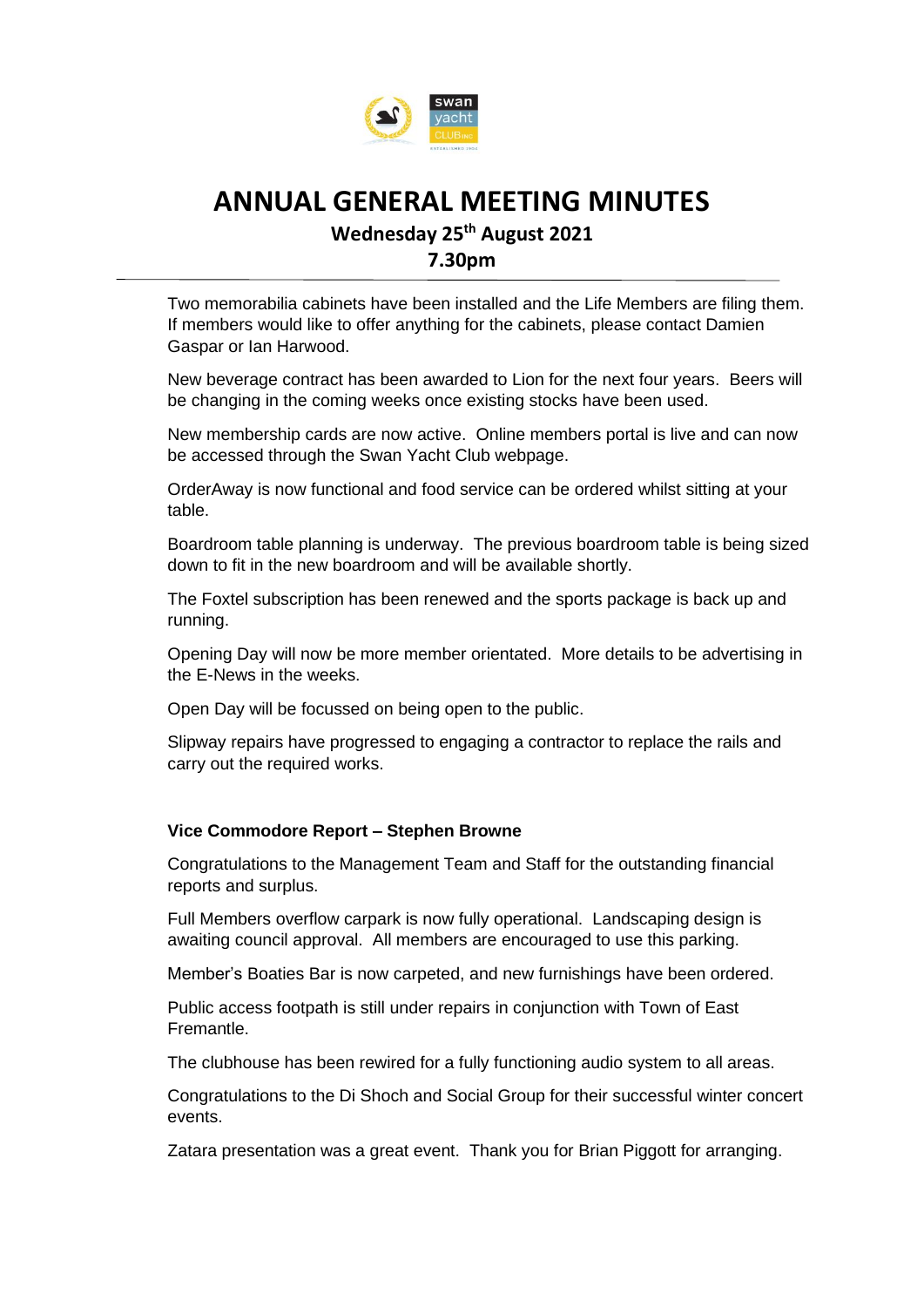# ANNUAL GENERAL MEETING MINUTES

**Wednesday 25th August 2021**

**7.30pm**

Two memorabilia cabinets have been installed and the Life Members are filing them. If members would like to offer anything for the cabinets, please contact Damien Gaspar or Ian Harwood.

New beverage contract has been awarded to Lion for the next four years. Beers will be changing in the coming weeks once existing stocks have been used.

New membership cards are now active. Online members portal is live and can now be accessed through the Swan Yacht Club webpage.

OrderAway is now functional and food service can be ordered whilst sitting at your table.

Boardroom table planning is underway. The previous boardroom table is being sized down to fit in the new boardroom and will be available shortly.

The Foxtel subscription has been renewed and the sports package is back up and running.

Opening Day will now be more member orientated. More details to be advertising in the E-News in the weeks.

Open Day will be focussed on being open to the public.

Slipway repairs have progressed to engaging a contractor to replace the rails and carry out the required works.

**Vice Commodore Report – Stephen Browne**

Congratulations to the Management Team and Staff for the outstanding financial reports and surplus.

Full Members overflow carpark is now fully operational. Landscaping design is awaiting council approval. All members are encouraged to use this parking.

Member's Boaties Bar is now carpeted, and new furnishings have been ordered.

Public access footpath is still under repairs in conjunction with Town of East Fremantle.

The clubhouse has been rewired for a fully functioning audio system to all areas.

Congratulations to the Di Shoch and Social Group for their successful winter concert events.

Zatara presentation was a great event. Thank you for Brian Piggott for arranging.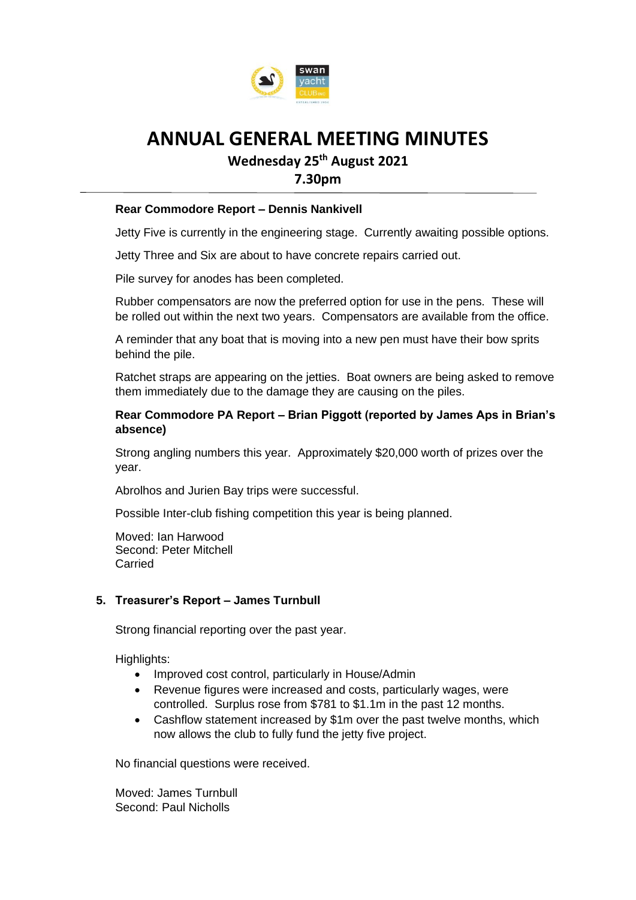# ANNUAL GENERAL MEETING MINUTES

**Wednesday 25th August 2021**

**7.30pm**

---

**Rear Commodore Report – Dennis Nankivell**

Jetty Five is currently in the engineering stage. Currently awaiting possible options.

Jetty Three and Six are about to have concrete repairs carried out.

Pile survey for anodes has been completed.

Rubber compensators are now the preferred option for use in the pens. These will be rolled out within the next two years. Compensators are available from the office.

A reminder that any boat that is moving into a new pen must have their bow sprits behind the pile.

Ratchet straps are appearing on the jetties. Boat owners are being asked to remove them immediately due to the damage they are causing on the piles.

**Rear Commodore PA Report – Brian Piggott (reported by James Aps in Brian's absence)**

Strong angling numbers this year. Approximately $20,000 worth of prizes over the year.

Abrolhos and Jurien Bay trips were successful.

Possible Inter-club fishing competition this year is being planned.

Moved: Ian Harwood
Second: Peter Mitchell
Carried

**5. Treasurer's Report – James Turnbull**

Strong financial reporting over the past year.

Highlights:

- Improved cost control, particularly in House/Admin
- Revenue figures were increased and costs, particularly wages, were controlled. Surplus rose from $781 to $1.1m in the past 12 months.
- Cashflow statement increased by $1m over the past twelve months, which now allows the club to fully fund the jetty five project.

No financial questions were received.

Moved: James Turnbull
Second: Paul Nicholls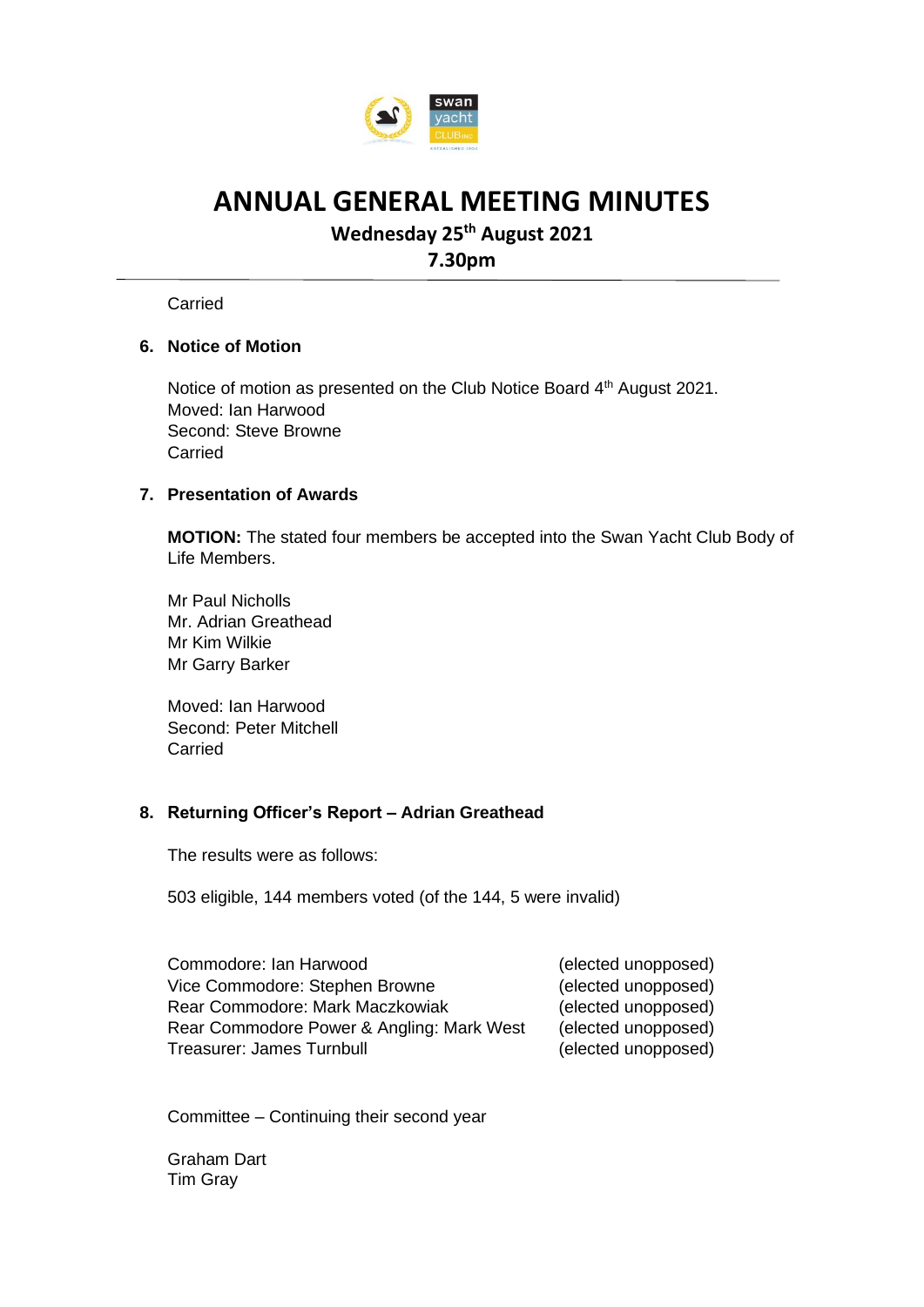# ANNUAL GENERAL MEETING MINUTES

**Wednesday 25th August 2021**

**7.30pm**

Carried

## 6. Notice of Motion

Notice of motion as presented on the Club Notice Board 4th August 2021.
Moved: Ian Harwood
Second: Steve Browne
Carried

## 7. Presentation of Awards

**MOTION:** The stated four members be accepted into the Swan Yacht Club Body of Life Members.

Mr Paul Nicholls
Mr. Adrian Greathead
Mr Kim Wilkie
Mr Garry Barker

Moved: Ian Harwood
Second: Peter Mitchell
Carried

## 8. Returning Officer's Report – Adrian Greathead

The results were as follows:

503 eligible, 144 members voted (of the 144, 5 were invalid)

| | |
|---|---|
| Commodore: Ian Harwood | (elected unopposed) |
| Vice Commodore: Stephen Browne | (elected unopposed) |
| Rear Commodore: Mark Maczkowiak | (elected unopposed) |
| Rear Commodore Power & Angling: Mark West | (elected unopposed) |
| Treasurer: James Turnbull | (elected unopposed) |

Committee – Continuing their second year

Graham Dart
Tim Gray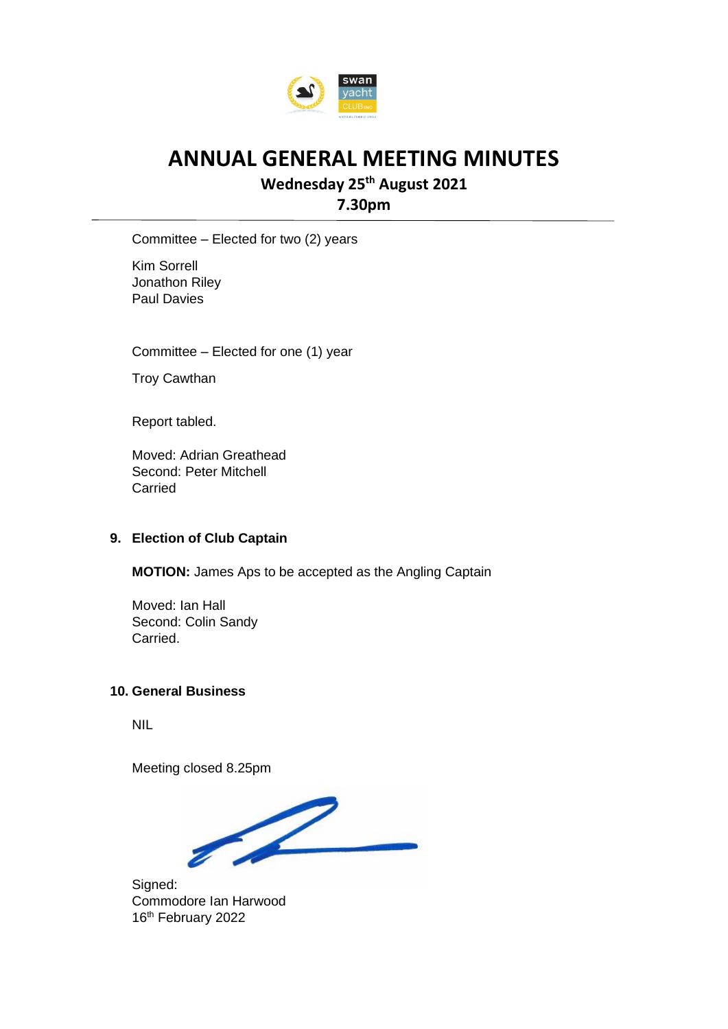# ANNUAL GENERAL MEETING MINUTES

**Wednesday 25th August 2021**

**7.30pm**

Committee – Elected for two (2) years

Kim Sorrell
Jonathon Riley
Paul Davies

Committee – Elected for one (1) year

Troy Cawthan

Report tabled.

Moved: Adrian Greathead
Second: Peter Mitchell
Carried

### 9. Election of Club Captain

**MOTION:** James Aps to be accepted as the Angling Captain

Moved: Ian Hall
Second: Colin Sandy
Carried.

### 10. General Business

NIL

Meeting closed 8.25pm

Signed:
Commodore Ian Harwood
16th February 2022